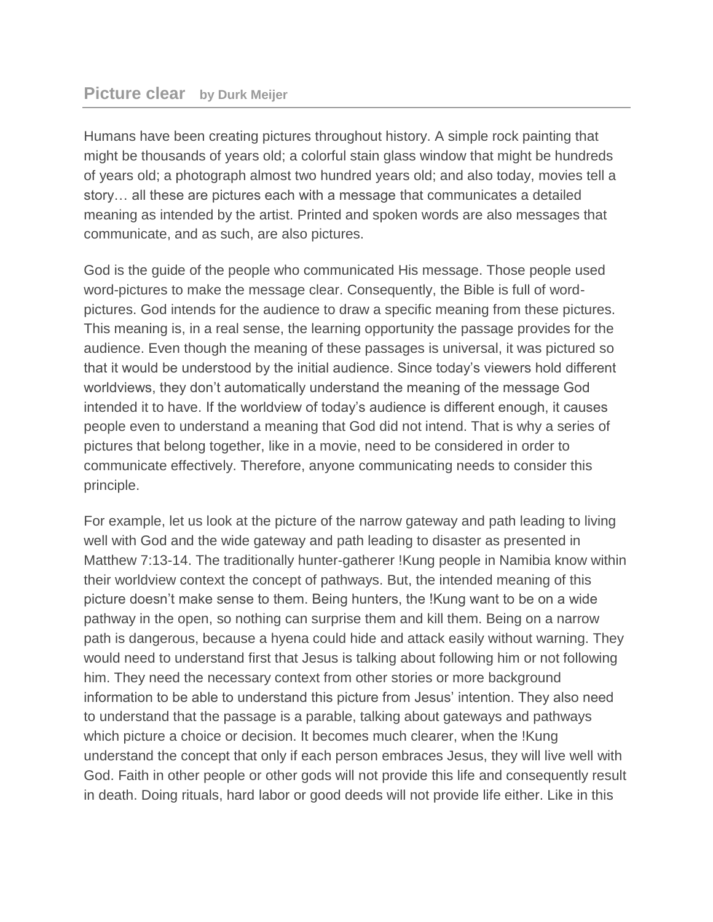# Picture clear **by Durk Meijer**

Humans have been creating pictures throughout history. A simple rock painting that might be thousands of years old; a colorful stain glass window that might be hundreds of years old; a photograph almost two hundred years old; and also today, movies tell a story… all these are pictures each with a message that communicates a detailed meaning as intended by the artist. Printed and spoken words are also messages that communicate, and as such, are also pictures.

God is the guide of the people who communicated His message. Those people used word-pictures to make the message clear. Consequently, the Bible is full of word-pictures. God intends for the audience to draw a specific meaning from these pictures. This meaning is, in a real sense, the learning opportunity the passage provides for the audience. Even though the meaning of these passages is universal, it was pictured so that it would be understood by the initial audience. Since today's viewers hold different worldviews, they don't automatically understand the meaning of the message God intended it to have. If the worldview of today's audience is different enough, it causes people even to understand a meaning that God did not intend. That is why a series of pictures that belong together, like in a movie, need to be considered in order to communicate effectively. Therefore, anyone communicating needs to consider this principle.

For example, let us look at the picture of the narrow gateway and path leading to living well with God and the wide gateway and path leading to disaster as presented in Matthew 7:13-14. The traditionally hunter-gatherer !Kung people in Namibia know within their worldview context the concept of pathways. But, the intended meaning of this picture doesn't make sense to them. Being hunters, the !Kung want to be on a wide pathway in the open, so nothing can surprise them and kill them. Being on a narrow path is dangerous, because a hyena could hide and attack easily without warning. They would need to understand first that Jesus is talking about following him or not following him. They need the necessary context from other stories or more background information to be able to understand this picture from Jesus' intention. They also need to understand that the passage is a parable, talking about gateways and pathways which picture a choice or decision. It becomes much clearer, when the !Kung understand the concept that only if each person embraces Jesus, they will live well with God. Faith in other people or other gods will not provide this life and consequently result in death. Doing rituals, hard labor or good deeds will not provide life either. Like in this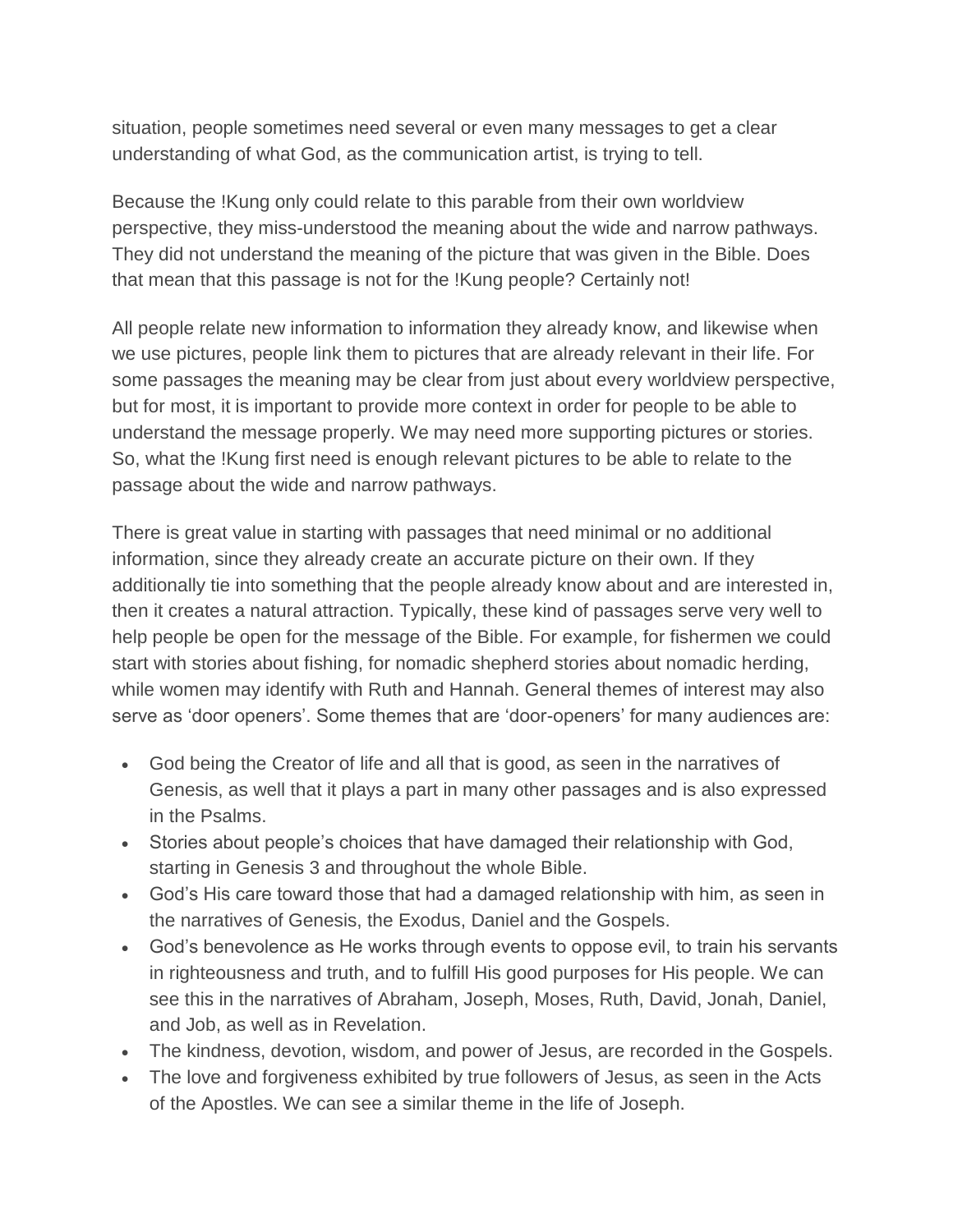situation, people sometimes need several or even many messages to get a clear understanding of what God, as the communication artist, is trying to tell.

Because the !Kung only could relate to this parable from their own worldview perspective, they miss-understood the meaning about the wide and narrow pathways. They did not understand the meaning of the picture that was given in the Bible. Does that mean that this passage is not for the !Kung people? Certainly not!

All people relate new information to information they already know, and likewise when we use pictures, people link them to pictures that are already relevant in their life. For some passages the meaning may be clear from just about every worldview perspective, but for most, it is important to provide more context in order for people to be able to understand the message properly. We may need more supporting pictures or stories. So, what the !Kung first need is enough relevant pictures to be able to relate to the passage about the wide and narrow pathways.

There is great value in starting with passages that need minimal or no additional information, since they already create an accurate picture on their own. If they additionally tie into something that the people already know about and are interested in, then it creates a natural attraction. Typically, these kind of passages serve very well to help people be open for the message of the Bible. For example, for fishermen we could start with stories about fishing, for nomadic shepherd stories about nomadic herding, while women may identify with Ruth and Hannah. General themes of interest may also serve as 'door openers'. Some themes that are 'door-openers' for many audiences are:

- God being the Creator of life and all that is good, as seen in the narratives of Genesis, as well that it plays a part in many other passages and is also expressed in the Psalms.
- Stories about people's choices that have damaged their relationship with God, starting in Genesis 3 and throughout the whole Bible.
- God's His care toward those that had a damaged relationship with him, as seen in the narratives of Genesis, the Exodus, Daniel and the Gospels.
- God's benevolence as He works through events to oppose evil, to train his servants in righteousness and truth, and to fulfill His good purposes for His people. We can see this in the narratives of Abraham, Joseph, Moses, Ruth, David, Jonah, Daniel, and Job, as well as in Revelation.
- The kindness, devotion, wisdom, and power of Jesus, are recorded in the Gospels.
- The love and forgiveness exhibited by true followers of Jesus, as seen in the Acts of the Apostles. We can see a similar theme in the life of Joseph.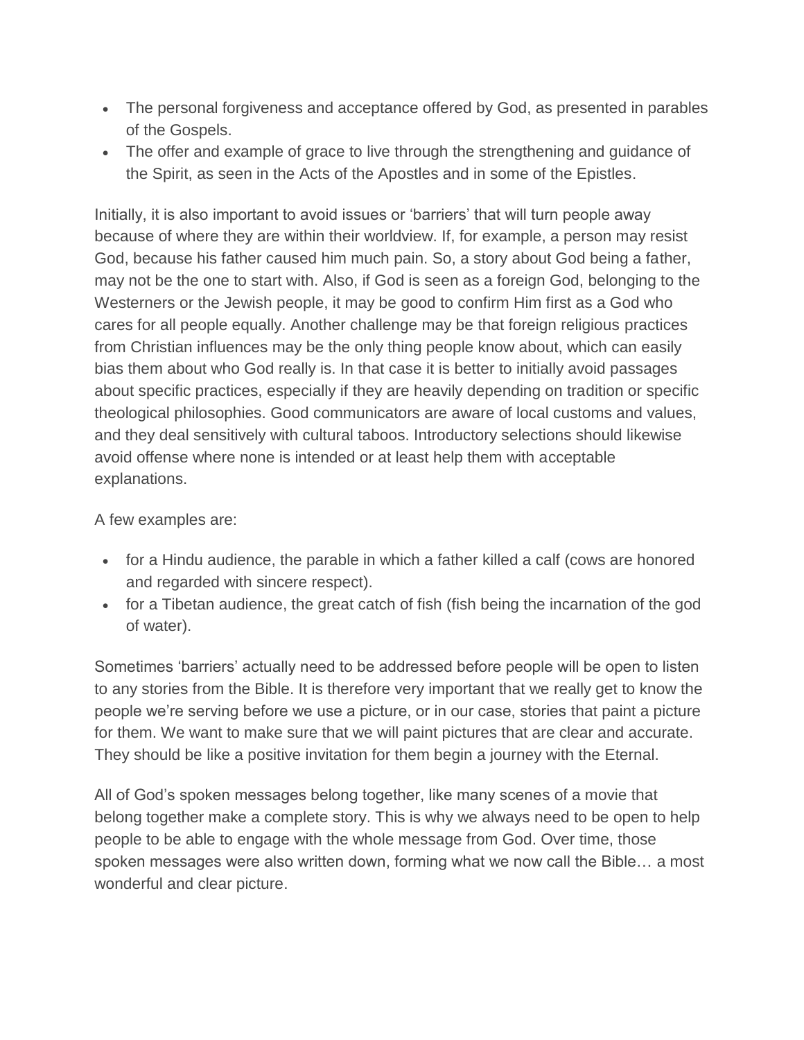- The personal forgiveness and acceptance offered by God, as presented in parables of the Gospels.
- The offer and example of grace to live through the strengthening and guidance of the Spirit, as seen in the Acts of the Apostles and in some of the Epistles.

Initially, it is also important to avoid issues or 'barriers' that will turn people away because of where they are within their worldview. If, for example, a person may resist God, because his father caused him much pain. So, a story about God being a father, may not be the one to start with. Also, if God is seen as a foreign God, belonging to the Westerners or the Jewish people, it may be good to confirm Him first as a God who cares for all people equally. Another challenge may be that foreign religious practices from Christian influences may be the only thing people know about, which can easily bias them about who God really is. In that case it is better to initially avoid passages about specific practices, especially if they are heavily depending on tradition or specific theological philosophies. Good communicators are aware of local customs and values, and they deal sensitively with cultural taboos. Introductory selections should likewise avoid offense where none is intended or at least help them with acceptable explanations.

A few examples are:

- for a Hindu audience, the parable in which a father killed a calf (cows are honored and regarded with sincere respect).
- for a Tibetan audience, the great catch of fish (fish being the incarnation of the god of water).

Sometimes 'barriers' actually need to be addressed before people will be open to listen to any stories from the Bible. It is therefore very important that we really get to know the people we're serving before we use a picture, or in our case, stories that paint a picture for them. We want to make sure that we will paint pictures that are clear and accurate. They should be like a positive invitation for them begin a journey with the Eternal.

All of God's spoken messages belong together, like many scenes of a movie that belong together make a complete story. This is why we always need to be open to help people to be able to engage with the whole message from God. Over time, those spoken messages were also written down, forming what we now call the Bible… a most wonderful and clear picture.